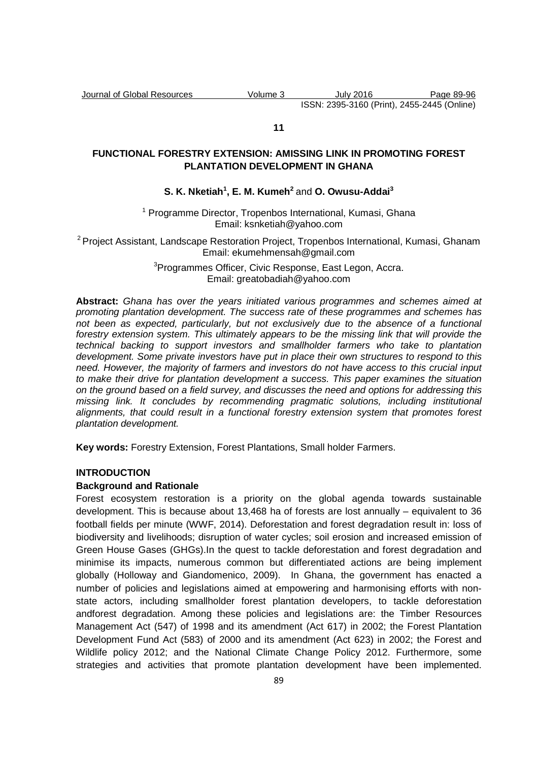**11**

# FUNCTIONAL FORESTRY EXTENSION: AMISSING LINK IN PROMOTING FOREST PLANTATION DEVELOPMENT IN GHANA

**S. K. Nketiah[1], E. M. Kumeh[2]** and **O. Owusu-Addai[3]**

[1] Programme Director, Tropenbos International, Kumasi, Ghana
Email: ksnketiah@yahoo.com

[2] Project Assistant, Landscape Restoration Project, Tropenbos International, Kumasi, Ghanam
Email: ekumehmensah@gmail.com

[3]Programmes Officer, Civic Response, East Legon, Accra.
Email: greatobadiah@yahoo.com

**Abstract:** *Ghana has over the years initiated various programmes and schemes aimed at promoting plantation development. The success rate of these programmes and schemes has not been as expected, particularly, but not exclusively due to the absence of a functional forestry extension system. This ultimately appears to be the missing link that will provide the technical backing to support investors and smallholder farmers who take to plantation development. Some private investors have put in place their own structures to respond to this need. However, the majority of farmers and investors do not have access to this crucial input to make their drive for plantation development a success. This paper examines the situation on the ground based on a field survey, and discusses the need and options for addressing this missing link. It concludes by recommending pragmatic solutions, including institutional alignments, that could result in a functional forestry extension system that promotes forest plantation development.*

**Key words:** Forestry Extension, Forest Plantations, Small holder Farmers.

## INTRODUCTION

### Background and Rationale

Forest ecosystem restoration is a priority on the global agenda towards sustainable development. This is because about 13,468 ha of forests are lost annually – equivalent to 36 football fields per minute (WWF, 2014). Deforestation and forest degradation result in: loss of biodiversity and livelihoods; disruption of water cycles; soil erosion and increased emission of Green House Gases (GHGs).In the quest to tackle deforestation and forest degradation and minimise its impacts, numerous common but differentiated actions are being implement globally (Holloway and Giandomenico, 2009). In Ghana, the government has enacted a number of policies and legislations aimed at empowering and harmonising efforts with non-state actors, including smallholder forest plantation developers, to tackle deforestation andforest degradation. Among these policies and legislations are: the Timber Resources Management Act (547) of 1998 and its amendment (Act 617) in 2002; the Forest Plantation Development Fund Act (583) of 2000 and its amendment (Act 623) in 2002; the Forest and Wildlife policy 2012; and the National Climate Change Policy 2012. Furthermore, some strategies and activities that promote plantation development have been implemented.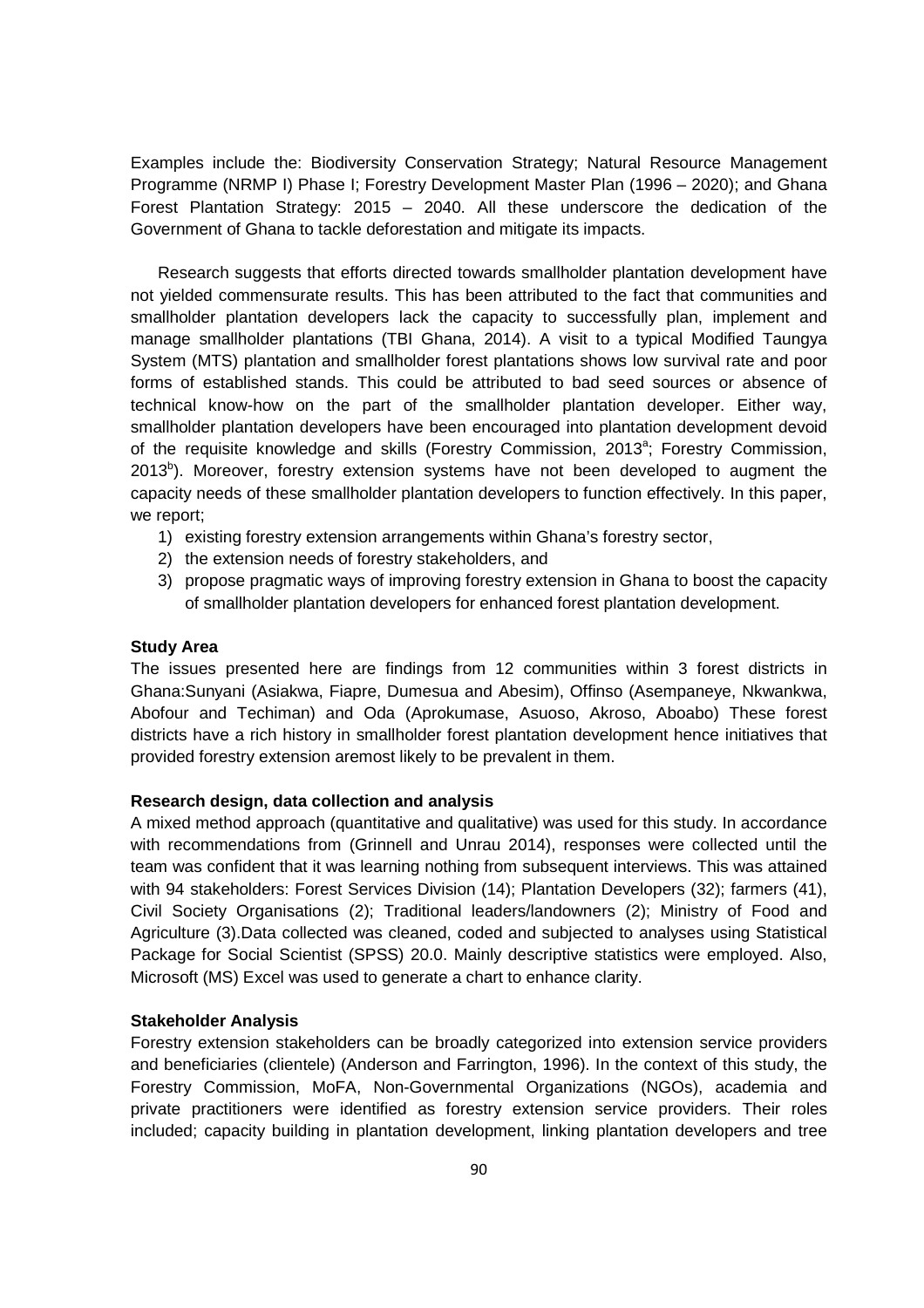Examples include the: Biodiversity Conservation Strategy; Natural Resource Management Programme (NRMP I) Phase I; Forestry Development Master Plan (1996 – 2020); and Ghana Forest Plantation Strategy: 2015 – 2040. All these underscore the dedication of the Government of Ghana to tackle deforestation and mitigate its impacts.

Research suggests that efforts directed towards smallholder plantation development have not yielded commensurate results. This has been attributed to the fact that communities and smallholder plantation developers lack the capacity to successfully plan, implement and manage smallholder plantations (TBI Ghana, 2014). A visit to a typical Modified Taungya System (MTS) plantation and smallholder forest plantations shows low survival rate and poor forms of established stands. This could be attributed to bad seed sources or absence of technical know-how on the part of the smallholder plantation developer. Either way, smallholder plantation developers have been encouraged into plantation development devoid of the requisite knowledge and skills (Forestry Commission, 2013[a]; Forestry Commission, 2013[b]). Moreover, forestry extension systems have not been developed to augment the capacity needs of these smallholder plantation developers to function effectively. In this paper, we report;

1) existing forestry extension arrangements within Ghana's forestry sector,
2) the extension needs of forestry stakeholders, and
3) propose pragmatic ways of improving forestry extension in Ghana to boost the capacity of smallholder plantation developers for enhanced forest plantation development.

**Study Area**

The issues presented here are findings from 12 communities within 3 forest districts in Ghana:Sunyani (Asiakwa, Fiapre, Dumesua and Abesim), Offinso (Asempaneye, Nkwankwa, Abofour and Techiman) and Oda (Aprokumase, Asuoso, Akroso, Aboabo) These forest districts have a rich history in smallholder forest plantation development hence initiatives that provided forestry extension aremost likely to be prevalent in them.

**Research design, data collection and analysis**

A mixed method approach (quantitative and qualitative) was used for this study. In accordance with recommendations from (Grinnell and Unrau 2014), responses were collected until the team was confident that it was learning nothing from subsequent interviews. This was attained with 94 stakeholders: Forest Services Division (14); Plantation Developers (32); farmers (41), Civil Society Organisations (2); Traditional leaders/landowners (2); Ministry of Food and Agriculture (3).Data collected was cleaned, coded and subjected to analyses using Statistical Package for Social Scientist (SPSS) 20.0. Mainly descriptive statistics were employed. Also, Microsoft (MS) Excel was used to generate a chart to enhance clarity.

**Stakeholder Analysis**

Forestry extension stakeholders can be broadly categorized into extension service providers and beneficiaries (clientele) (Anderson and Farrington, 1996). In the context of this study, the Forestry Commission, MoFA, Non-Governmental Organizations (NGOs), academia and private practitioners were identified as forestry extension service providers. Their roles included; capacity building in plantation development, linking plantation developers and tree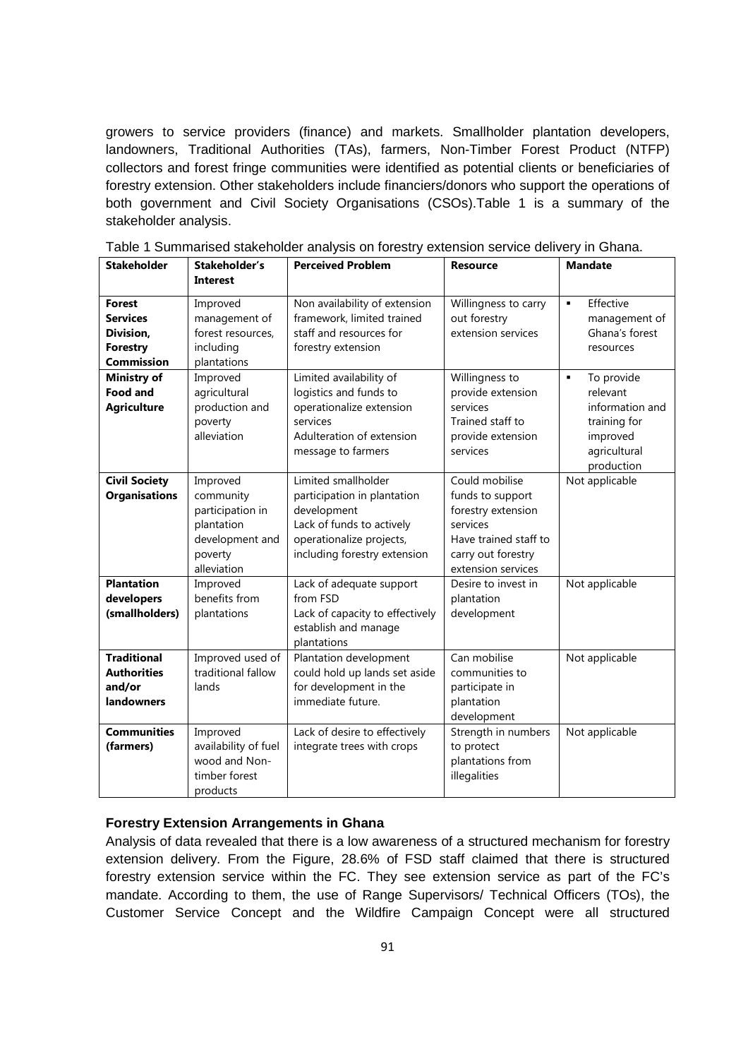growers to service providers (finance) and markets. Smallholder plantation developers, landowners, Traditional Authorities (TAs), farmers, Non-Timber Forest Product (NTFP) collectors and forest fringe communities were identified as potential clients or beneficiaries of forestry extension. Other stakeholders include financiers/donors who support the operations of both government and Civil Society Organisations (CSOs).Table 1 is a summary of the stakeholder analysis.

Table 1 Summarised stakeholder analysis on forestry extension service delivery in Ghana.

| Stakeholder | Stakeholder's Interest | Perceived Problem | Resource | Mandate |
|---|---|---|---|---|
| **Forest Services Division, Forestry Commission** | Improved management of forest resources, including plantations | Non availability of extension framework, limited trained staff and resources for forestry extension | Willingness to carry out forestry extension services | ▪ Effective management of Ghana's forest resources |
| **Ministry of Food and Agriculture** | Improved agricultural production and poverty alleviation | Limited availability of logistics and funds to operationalize extension services<br>Adulteration of extension message to farmers | Willingness to provide extension services<br>Trained staff to provide extension services | ▪ To provide relevant information and training for improved agricultural production |
| **Civil Society Organisations** | Improved community participation in plantation development and poverty alleviation | Limited smallholder participation in plantation development<br>Lack of funds to actively operationalize projects, including forestry extension | Could mobilise funds to support forestry extension services<br>Have trained staff to carry out forestry extension services | Not applicable |
| **Plantation developers (smallholders)** | Improved benefits from plantations | Lack of adequate support from FSD<br>Lack of capacity to effectively establish and manage plantations | Desire to invest in plantation development | Not applicable |
| **Traditional Authorities and/or landowners** | Improved used of traditional fallow lands | Plantation development could hold up lands set aside for development in the immediate future. | Can mobilise communities to participate in plantation development | Not applicable |
| **Communities (farmers)** | Improved availability of fuel wood and Non-timber forest products | Lack of desire to effectively integrate trees with crops | Strength in numbers to protect plantations from illegalities | Not applicable |

### Forestry Extension Arrangements in Ghana

Analysis of data revealed that there is a low awareness of a structured mechanism for forestry extension delivery. From the Figure, 28.6% of FSD staff claimed that there is structured forestry extension service within the FC. They see extension service as part of the FC's mandate. According to them, the use of Range Supervisors/ Technical Officers (TOs), the Customer Service Concept and the Wildfire Campaign Concept were all structured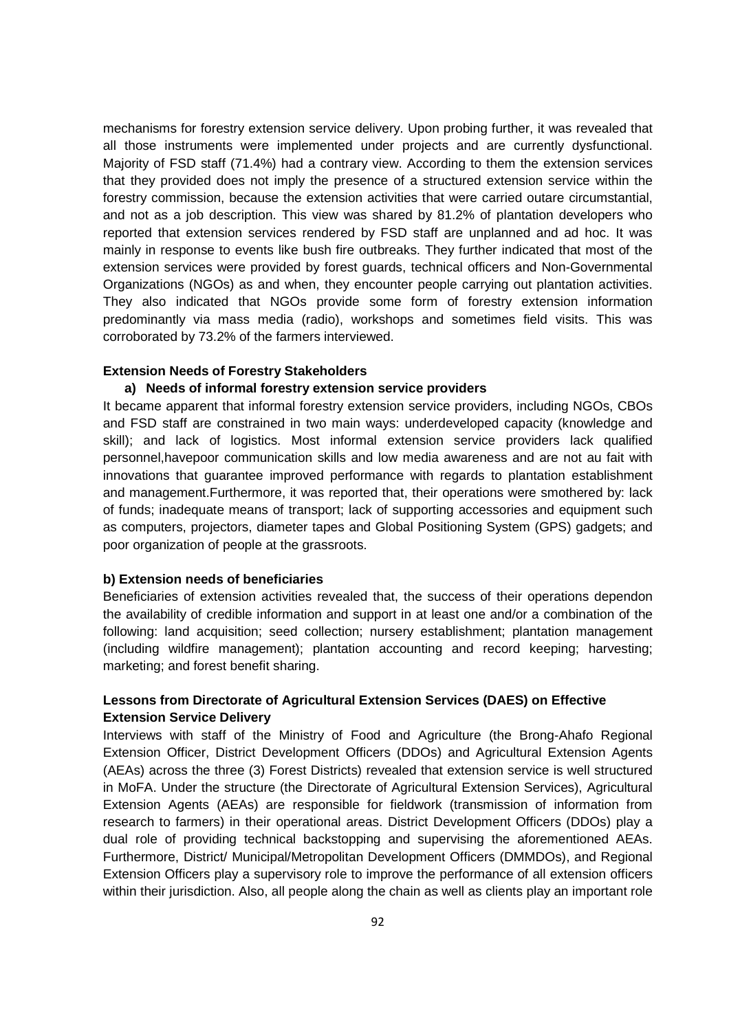mechanisms for forestry extension service delivery. Upon probing further, it was revealed that all those instruments were implemented under projects and are currently dysfunctional. Majority of FSD staff (71.4%) had a contrary view. According to them the extension services that they provided does not imply the presence of a structured extension service within the forestry commission, because the extension activities that were carried outare circumstantial, and not as a job description. This view was shared by 81.2% of plantation developers who reported that extension services rendered by FSD staff are unplanned and ad hoc. It was mainly in response to events like bush fire outbreaks. They further indicated that most of the extension services were provided by forest guards, technical officers and Non-Governmental Organizations (NGOs) as and when, they encounter people carrying out plantation activities. They also indicated that NGOs provide some form of forestry extension information predominantly via mass media (radio), workshops and sometimes field visits. This was corroborated by 73.2% of the farmers interviewed.

**Extension Needs of Forestry Stakeholders**

**a) Needs of informal forestry extension service providers**

It became apparent that informal forestry extension service providers, including NGOs, CBOs and FSD staff are constrained in two main ways: underdeveloped capacity (knowledge and skill); and lack of logistics. Most informal extension service providers lack qualified personnel,havepoor communication skills and low media awareness and are not au fait with innovations that guarantee improved performance with regards to plantation establishment and management.Furthermore, it was reported that, their operations were smothered by: lack of funds; inadequate means of transport; lack of supporting accessories and equipment such as computers, projectors, diameter tapes and Global Positioning System (GPS) gadgets; and poor organization of people at the grassroots.

**b) Extension needs of beneficiaries**

Beneficiaries of extension activities revealed that, the success of their operations dependon the availability of credible information and support in at least one and/or a combination of the following: land acquisition; seed collection; nursery establishment; plantation management (including wildfire management); plantation accounting and record keeping; harvesting; marketing; and forest benefit sharing.

**Lessons from Directorate of Agricultural Extension Services (DAES) on Effective Extension Service Delivery**

Interviews with staff of the Ministry of Food and Agriculture (the Brong-Ahafo Regional Extension Officer, District Development Officers (DDOs) and Agricultural Extension Agents (AEAs) across the three (3) Forest Districts) revealed that extension service is well structured in MoFA. Under the structure (the Directorate of Agricultural Extension Services), Agricultural Extension Agents (AEAs) are responsible for fieldwork (transmission of information from research to farmers) in their operational areas. District Development Officers (DDOs) play a dual role of providing technical backstopping and supervising the aforementioned AEAs. Furthermore, District/ Municipal/Metropolitan Development Officers (DMMDOs), and Regional Extension Officers play a supervisory role to improve the performance of all extension officers within their jurisdiction. Also, all people along the chain as well as clients play an important role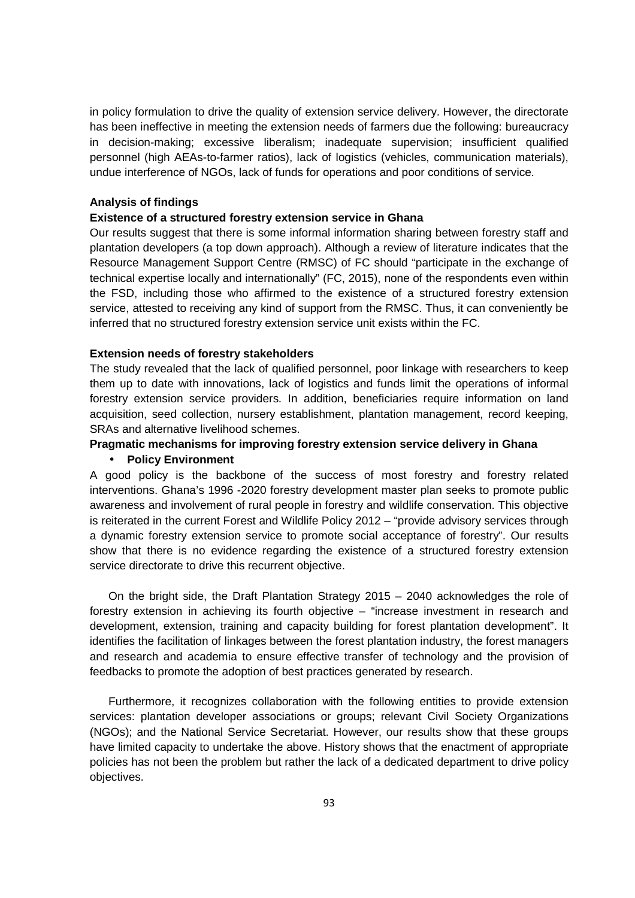in policy formulation to drive the quality of extension service delivery. However, the directorate has been ineffective in meeting the extension needs of farmers due the following: bureaucracy in decision-making; excessive liberalism; inadequate supervision; insufficient qualified personnel (high AEAs-to-farmer ratios), lack of logistics (vehicles, communication materials), undue interference of NGOs, lack of funds for operations and poor conditions of service.

## Analysis of findings

### Existence of a structured forestry extension service in Ghana

Our results suggest that there is some informal information sharing between forestry staff and plantation developers (a top down approach). Although a review of literature indicates that the Resource Management Support Centre (RMSC) of FC should "participate in the exchange of technical expertise locally and internationally" (FC, 2015), none of the respondents even within the FSD, including those who affirmed to the existence of a structured forestry extension service, attested to receiving any kind of support from the RMSC. Thus, it can conveniently be inferred that no structured forestry extension service unit exists within the FC.

### Extension needs of forestry stakeholders

The study revealed that the lack of qualified personnel, poor linkage with researchers to keep them up to date with innovations, lack of logistics and funds limit the operations of informal forestry extension service providers. In addition, beneficiaries require information on land acquisition, seed collection, nursery establishment, plantation management, record keeping, SRAs and alternative livelihood schemes.

### Pragmatic mechanisms for improving forestry extension service delivery in Ghana

- **Policy Environment**

A good policy is the backbone of the success of most forestry and forestry related interventions. Ghana's 1996 -2020 forestry development master plan seeks to promote public awareness and involvement of rural people in forestry and wildlife conservation. This objective is reiterated in the current Forest and Wildlife Policy 2012 – "provide advisory services through a dynamic forestry extension service to promote social acceptance of forestry". Our results show that there is no evidence regarding the existence of a structured forestry extension service directorate to drive this recurrent objective.

On the bright side, the Draft Plantation Strategy 2015 – 2040 acknowledges the role of forestry extension in achieving its fourth objective – "increase investment in research and development, extension, training and capacity building for forest plantation development". It identifies the facilitation of linkages between the forest plantation industry, the forest managers and research and academia to ensure effective transfer of technology and the provision of feedbacks to promote the adoption of best practices generated by research.

Furthermore, it recognizes collaboration with the following entities to provide extension services: plantation developer associations or groups; relevant Civil Society Organizations (NGOs); and the National Service Secretariat. However, our results show that these groups have limited capacity to undertake the above. History shows that the enactment of appropriate policies has not been the problem but rather the lack of a dedicated department to drive policy objectives.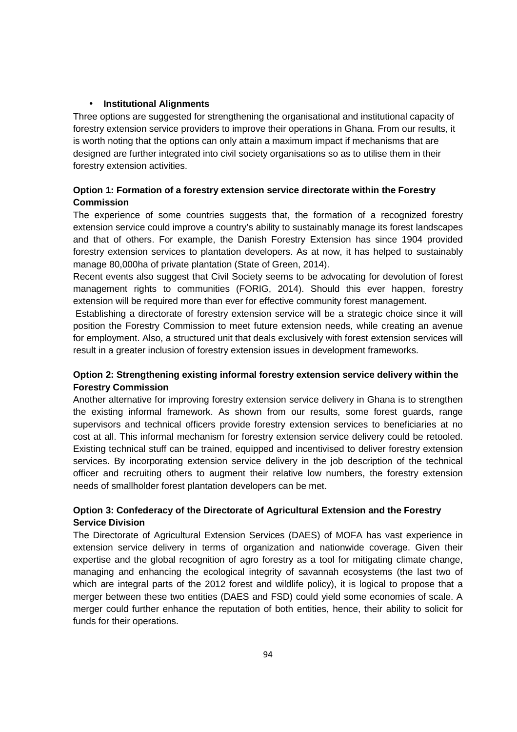- **Institutional Alignments**

Three options are suggested for strengthening the organisational and institutional capacity of forestry extension service providers to improve their operations in Ghana. From our results, it is worth noting that the options can only attain a maximum impact if mechanisms that are designed are further integrated into civil society organisations so as to utilise them in their forestry extension activities.

**Option 1: Formation of a forestry extension service directorate within the Forestry Commission**

The experience of some countries suggests that, the formation of a recognized forestry extension service could improve a country's ability to sustainably manage its forest landscapes and that of others. For example, the Danish Forestry Extension has since 1904 provided forestry extension services to plantation developers. As at now, it has helped to sustainably manage 80,000ha of private plantation (State of Green, 2014).

Recent events also suggest that Civil Society seems to be advocating for devolution of forest management rights to communities (FORIG, 2014). Should this ever happen, forestry extension will be required more than ever for effective community forest management.

Establishing a directorate of forestry extension service will be a strategic choice since it will position the Forestry Commission to meet future extension needs, while creating an avenue for employment. Also, a structured unit that deals exclusively with forest extension services will result in a greater inclusion of forestry extension issues in development frameworks.

**Option 2: Strengthening existing informal forestry extension service delivery within the Forestry Commission**

Another alternative for improving forestry extension service delivery in Ghana is to strengthen the existing informal framework. As shown from our results, some forest guards, range supervisors and technical officers provide forestry extension services to beneficiaries at no cost at all. This informal mechanism for forestry extension service delivery could be retooled. Existing technical stuff can be trained, equipped and incentivised to deliver forestry extension services. By incorporating extension service delivery in the job description of the technical officer and recruiting others to augment their relative low numbers, the forestry extension needs of smallholder forest plantation developers can be met.

**Option 3: Confederacy of the Directorate of Agricultural Extension and the Forestry Service Division**

The Directorate of Agricultural Extension Services (DAES) of MOFA has vast experience in extension service delivery in terms of organization and nationwide coverage. Given their expertise and the global recognition of agro forestry as a tool for mitigating climate change, managing and enhancing the ecological integrity of savannah ecosystems (the last two of which are integral parts of the 2012 forest and wildlife policy), it is logical to propose that a merger between these two entities (DAES and FSD) could yield some economies of scale. A merger could further enhance the reputation of both entities, hence, their ability to solicit for funds for their operations.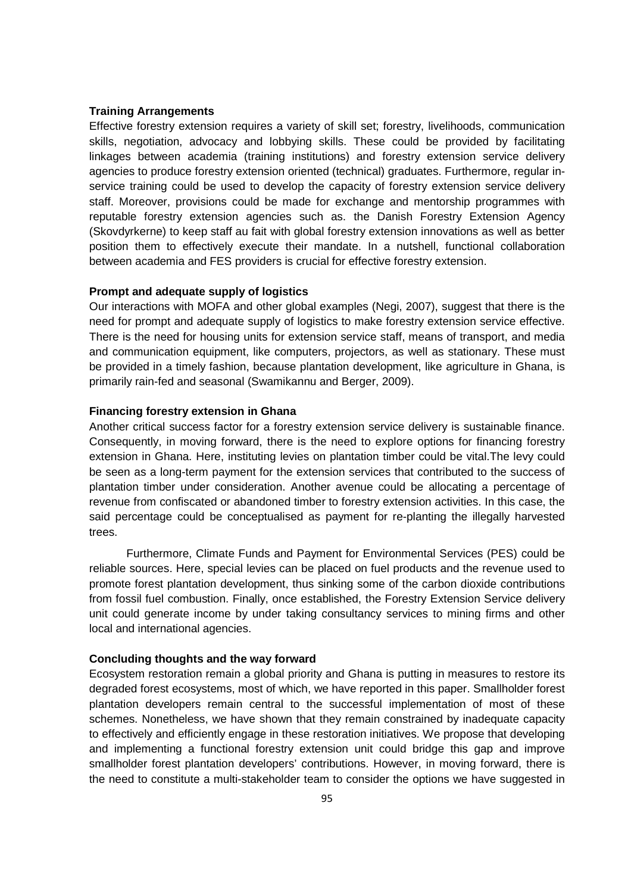**Training Arrangements**

Effective forestry extension requires a variety of skill set; forestry, livelihoods, communication skills, negotiation, advocacy and lobbying skills. These could be provided by facilitating linkages between academia (training institutions) and forestry extension service delivery agencies to produce forestry extension oriented (technical) graduates. Furthermore, regular in-service training could be used to develop the capacity of forestry extension service delivery staff. Moreover, provisions could be made for exchange and mentorship programmes with reputable forestry extension agencies such as. the Danish Forestry Extension Agency (Skovdyrkerne) to keep staff au fait with global forestry extension innovations as well as better position them to effectively execute their mandate. In a nutshell, functional collaboration between academia and FES providers is crucial for effective forestry extension.

**Prompt and adequate supply of logistics**

Our interactions with MOFA and other global examples (Negi, 2007), suggest that there is the need for prompt and adequate supply of logistics to make forestry extension service effective. There is the need for housing units for extension service staff, means of transport, and media and communication equipment, like computers, projectors, as well as stationary. These must be provided in a timely fashion, because plantation development, like agriculture in Ghana, is primarily rain-fed and seasonal (Swamikannu and Berger, 2009).

**Financing forestry extension in Ghana**

Another critical success factor for a forestry extension service delivery is sustainable finance. Consequently, in moving forward, there is the need to explore options for financing forestry extension in Ghana. Here, instituting levies on plantation timber could be vital.The levy could be seen as a long-term payment for the extension services that contributed to the success of plantation timber under consideration. Another avenue could be allocating a percentage of revenue from confiscated or abandoned timber to forestry extension activities. In this case, the said percentage could be conceptualised as payment for re-planting the illegally harvested trees.

Furthermore, Climate Funds and Payment for Environmental Services (PES) could be reliable sources. Here, special levies can be placed on fuel products and the revenue used to promote forest plantation development, thus sinking some of the carbon dioxide contributions from fossil fuel combustion. Finally, once established, the Forestry Extension Service delivery unit could generate income by under taking consultancy services to mining firms and other local and international agencies.

**Concluding thoughts and the way forward**

Ecosystem restoration remain a global priority and Ghana is putting in measures to restore its degraded forest ecosystems, most of which, we have reported in this paper. Smallholder forest plantation developers remain central to the successful implementation of most of these schemes. Nonetheless, we have shown that they remain constrained by inadequate capacity to effectively and efficiently engage in these restoration initiatives. We propose that developing and implementing a functional forestry extension unit could bridge this gap and improve smallholder forest plantation developers' contributions. However, in moving forward, there is the need to constitute a multi-stakeholder team to consider the options we have suggested in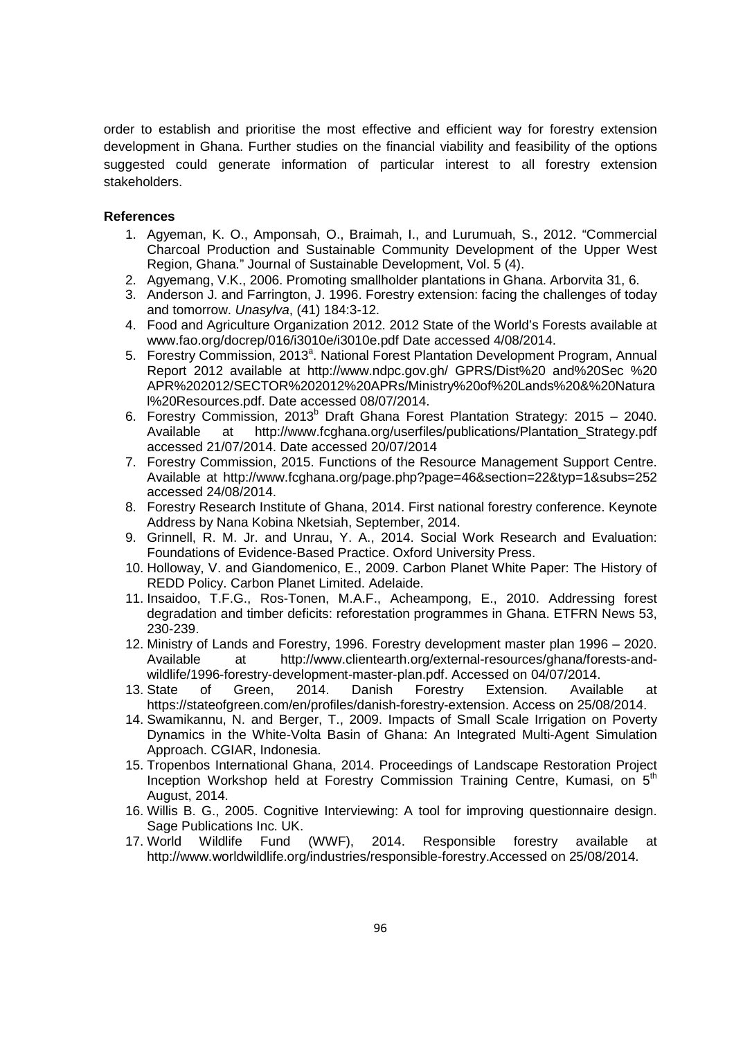order to establish and prioritise the most effective and efficient way for forestry extension development in Ghana. Further studies on the financial viability and feasibility of the options suggested could generate information of particular interest to all forestry extension stakeholders.

**References**

1. Agyeman, K. O., Amponsah, O., Braimah, I., and Lurumuah, S., 2012. "Commercial Charcoal Production and Sustainable Community Development of the Upper West Region, Ghana." Journal of Sustainable Development, Vol. 5 (4).
2. Agyemang, V.K., 2006. Promoting smallholder plantations in Ghana. Arborvita 31, 6.
3. Anderson J. and Farrington, J. 1996. Forestry extension: facing the challenges of today and tomorrow. *Unasylva*, (41) 184:3-12.
4. Food and Agriculture Organization 2012. 2012 State of the World's Forests available at www.fao.org/docrep/016/i3010e/i3010e.pdf Date accessed 4/08/2014.
5. Forestry Commission, 2013[a]. National Forest Plantation Development Program, Annual Report 2012 available at http://www.ndpc.gov.gh/ GPRS/Dist%20 and%20Sec %20 APR%202012/SECTOR%202012%20APRs/Ministry%20of%20Lands%20&%20Natural%20Resources.pdf. Date accessed 08/07/2014.
6. Forestry Commission, 2013[b] Draft Ghana Forest Plantation Strategy: 2015 – 2040. Available at http://www.fcghana.org/userfiles/publications/Plantation_Strategy.pdf accessed 21/07/2014. Date accessed 20/07/2014
7. Forestry Commission, 2015. Functions of the Resource Management Support Centre. Available at http://www.fcghana.org/page.php?page=46&section=22&typ=1&subs=252 accessed 24/08/2014.
8. Forestry Research Institute of Ghana, 2014. First national forestry conference. Keynote Address by Nana Kobina Nketsiah, September, 2014.
9. Grinnell, R. M. Jr. and Unrau, Y. A., 2014. Social Work Research and Evaluation: Foundations of Evidence-Based Practice. Oxford University Press.
10. Holloway, V. and Giandomenico, E., 2009. Carbon Planet White Paper: The History of REDD Policy. Carbon Planet Limited. Adelaide.
11. Insaidoo, T.F.G., Ros-Tonen, M.A.F., Acheampong, E., 2010. Addressing forest degradation and timber deficits: reforestation programmes in Ghana. ETFRN News 53, 230-239.
12. Ministry of Lands and Forestry, 1996. Forestry development master plan 1996 – 2020. Available at http://www.clientearth.org/external-resources/ghana/forests-and-wildlife/1996-forestry-development-master-plan.pdf. Accessed on 04/07/2014.
13. State of Green, 2014. Danish Forestry Extension. Available at https://stateofgreen.com/en/profiles/danish-forestry-extension. Access on 25/08/2014.
14. Swamikannu, N. and Berger, T., 2009. Impacts of Small Scale Irrigation on Poverty Dynamics in the White-Volta Basin of Ghana: An Integrated Multi-Agent Simulation Approach. CGIAR, Indonesia.
15. Tropenbos International Ghana, 2014. Proceedings of Landscape Restoration Project Inception Workshop held at Forestry Commission Training Centre, Kumasi, on 5[th] August, 2014.
16. Willis B. G., 2005. Cognitive Interviewing: A tool for improving questionnaire design. Sage Publications Inc. UK.
17. World Wildlife Fund (WWF), 2014. Responsible forestry available at http://www.worldwildlife.org/industries/responsible-forestry.Accessed on 25/08/2014.